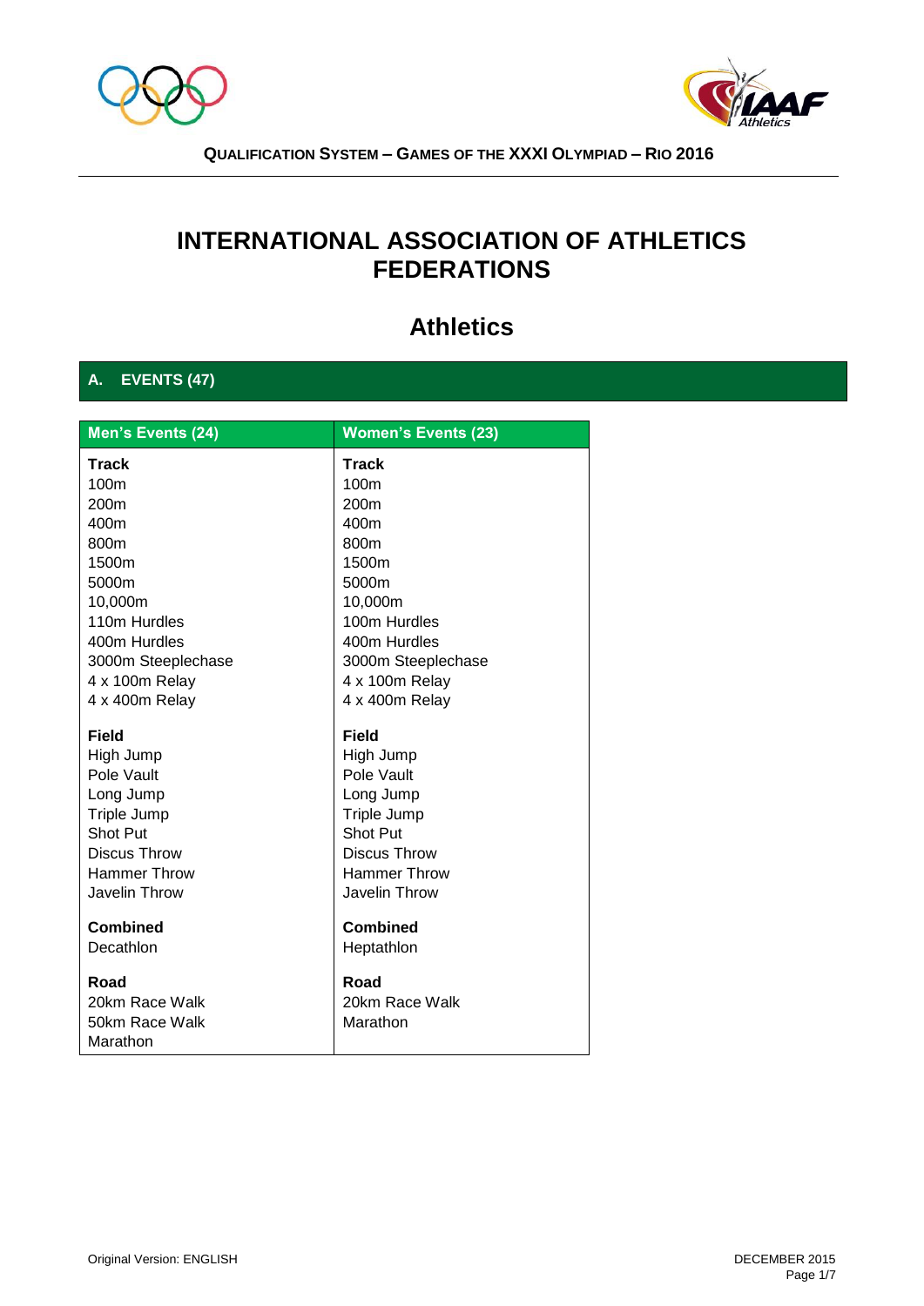# INTERNATIONAL ASSOCIATION OF ATHLETICS FEDERATIONS

## Athletics

### A. EVENTS (47)

| Men's Events (24) | Women's Events (23) |
| --- | --- |
| **Track** | **Track** |
| 100m | 100m |
| 200m | 200m |
| 400m | 400m |
| 800m | 800m |
| 1500m | 1500m |
| 5000m | 5000m |
| 10,000m | 10,000m |
| 110m Hurdles | 100m Hurdles |
| 400m Hurdles | 400m Hurdles |
| 3000m Steeplechase | 3000m Steeplechase |
| 4 x 100m Relay | 4 x 100m Relay |
| 4 x 400m Relay | 4 x 400m Relay |
| **Field** | **Field** |
| High Jump | High Jump |
| Pole Vault | Pole Vault |
| Long Jump | Long Jump |
| Triple Jump | Triple Jump |
| Shot Put | Shot Put |
| Discus Throw | Discus Throw |
| Hammer Throw | Hammer Throw |
| Javelin Throw | Javelin Throw |
| **Combined** | **Combined** |
| Decathlon | Heptathlon |
| **Road** | **Road** |
| 20km Race Walk | 20km Race Walk |
| 50km Race Walk | Marathon |
| Marathon | |

Original Version: ENGLISH

DECEMBER 2015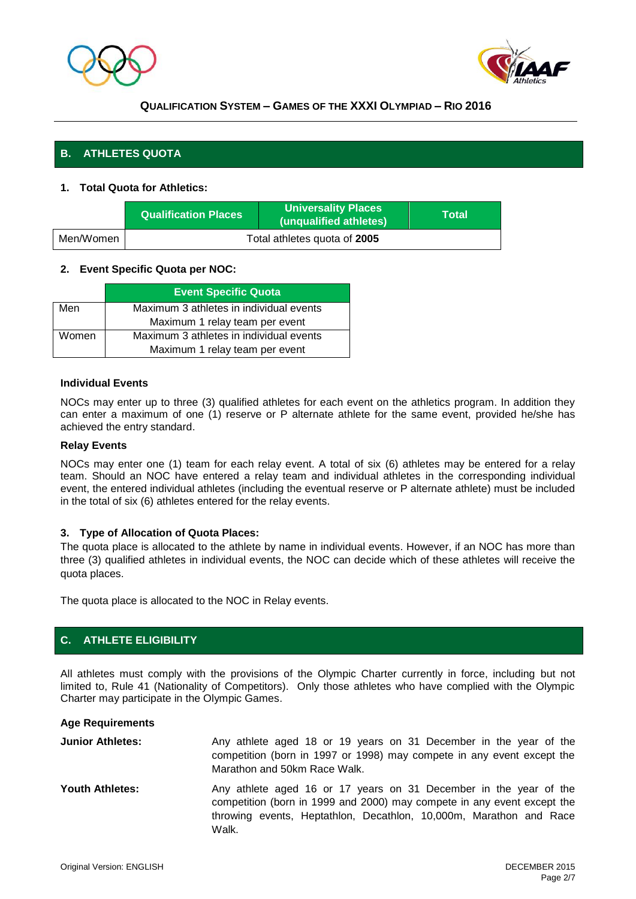## B. ATHLETES QUOTA

### 1. Total Quota for Athletics:

| | Qualification Places | Universality Places (unqualified athletes) | Total |
|---|---|---|---|
| Men/Women | Total athletes quota of **2005** | | |

### 2. Event Specific Quota per NOC:

| | Event Specific Quota |
|---|---|
| Men | Maximum 3 athletes in individual events<br>Maximum 1 relay team per event |
| Women | Maximum 3 athletes in individual events<br>Maximum 1 relay team per event |

**Individual Events**

NOCs may enter up to three (3) qualified athletes for each event on the athletics program. In addition they can enter a maximum of one (1) reserve or P alternate athlete for the same event, provided he/she has achieved the entry standard.

**Relay Events**

NOCs may enter one (1) team for each relay event. A total of six (6) athletes may be entered for a relay team. Should an NOC have entered a relay team and individual athletes in the corresponding individual event, the entered individual athletes (including the eventual reserve or P alternate athlete) must be included in the total of six (6) athletes entered for the relay events.

### 3. Type of Allocation of Quota Places:

The quota place is allocated to the athlete by name in individual events. However, if an NOC has more than three (3) qualified athletes in individual events, the NOC can decide which of these athletes will receive the quota places.

The quota place is allocated to the NOC in Relay events.

## C. ATHLETE ELIGIBILITY

All athletes must comply with the provisions of the Olympic Charter currently in force, including but not limited to, Rule 41 (Nationality of Competitors). Only those athletes who have complied with the Olympic Charter may participate in the Olympic Games.

**Age Requirements**

**Junior Athletes:** Any athlete aged 18 or 19 years on 31 December in the year of the competition (born in 1997 or 1998) may compete in any event except the Marathon and 50km Race Walk.

**Youth Athletes:** Any athlete aged 16 or 17 years on 31 December in the year of the competition (born in 1999 and 2000) may compete in any event except the throwing events, Heptathlon, Decathlon, 10,000m, Marathon and Race Walk.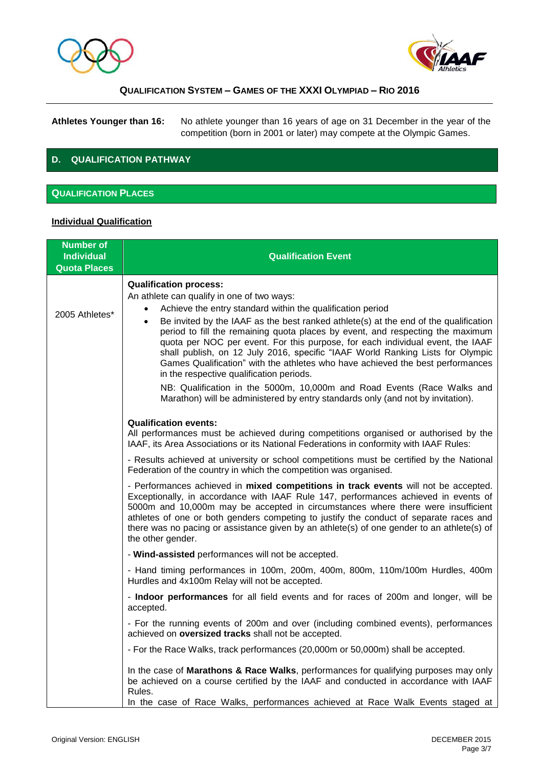**Athletes Younger than 16:** No athlete younger than 16 years of age on 31 December in the year of the competition (born in 2001 or later) may compete at the Olympic Games.

## D. QUALIFICATION PATHWAY

### QUALIFICATION PLACES

**Individual Qualification**

| Number of Individual Quota Places | Qualification Event |
|---|---|
| 2005 Athletes* | **Qualification process:**<br>An athlete can qualify in one of two ways:<br>• Achieve the entry standard within the qualification period<br>• Be invited by the IAAF as the best ranked athlete(s) at the end of the qualification period to fill the remaining quota places by event, and respecting the maximum quota per NOC per event. For this purpose, for each individual event, the IAAF shall publish, on 12 July 2016, specific "IAAF World Ranking Lists for Olympic Games Qualification" with the athletes who have achieved the best performances in the respective qualification periods.<br>NB: Qualification in the 5000m, 10,000m and Road Events (Race Walks and Marathon) will be administered by entry standards only (and not by invitation).<br><br>**Qualification events:**<br>All performances must be achieved during competitions organised or authorised by the IAAF, its Area Associations or its National Federations in conformity with IAAF Rules:<br>- Results achieved at university or school competitions must be certified by the National Federation of the country in which the competition was organised.<br>- Performances achieved in **mixed competitions in track events** will not be accepted. Exceptionally, in accordance with IAAF Rule 147, performances achieved in events of 5000m and 10,000m may be accepted in circumstances where there were insufficient athletes of one or both genders competing to justify the conduct of separate races and there was no pacing or assistance given by an athlete(s) of one gender to an athlete(s) of the other gender.<br>- **Wind-assisted** performances will not be accepted.<br>- Hand timing performances in 100m, 200m, 400m, 800m, 110m/100m Hurdles, 400m Hurdles and 4x100m Relay will not be accepted.<br>- **Indoor performances** for all field events and for races of 200m and longer, will be accepted.<br>- For the running events of 200m and over (including combined events), performances achieved on **oversized tracks** shall not be accepted.<br>- For the Race Walks, track performances (20,000m or 50,000m) shall be accepted.<br><br>In the case of **Marathons & Race Walks**, performances for qualifying purposes may only be achieved on a course certified by the IAAF and conducted in accordance with IAAF Rules.<br>In the case of Race Walks, performances achieved at Race Walk Events staged at |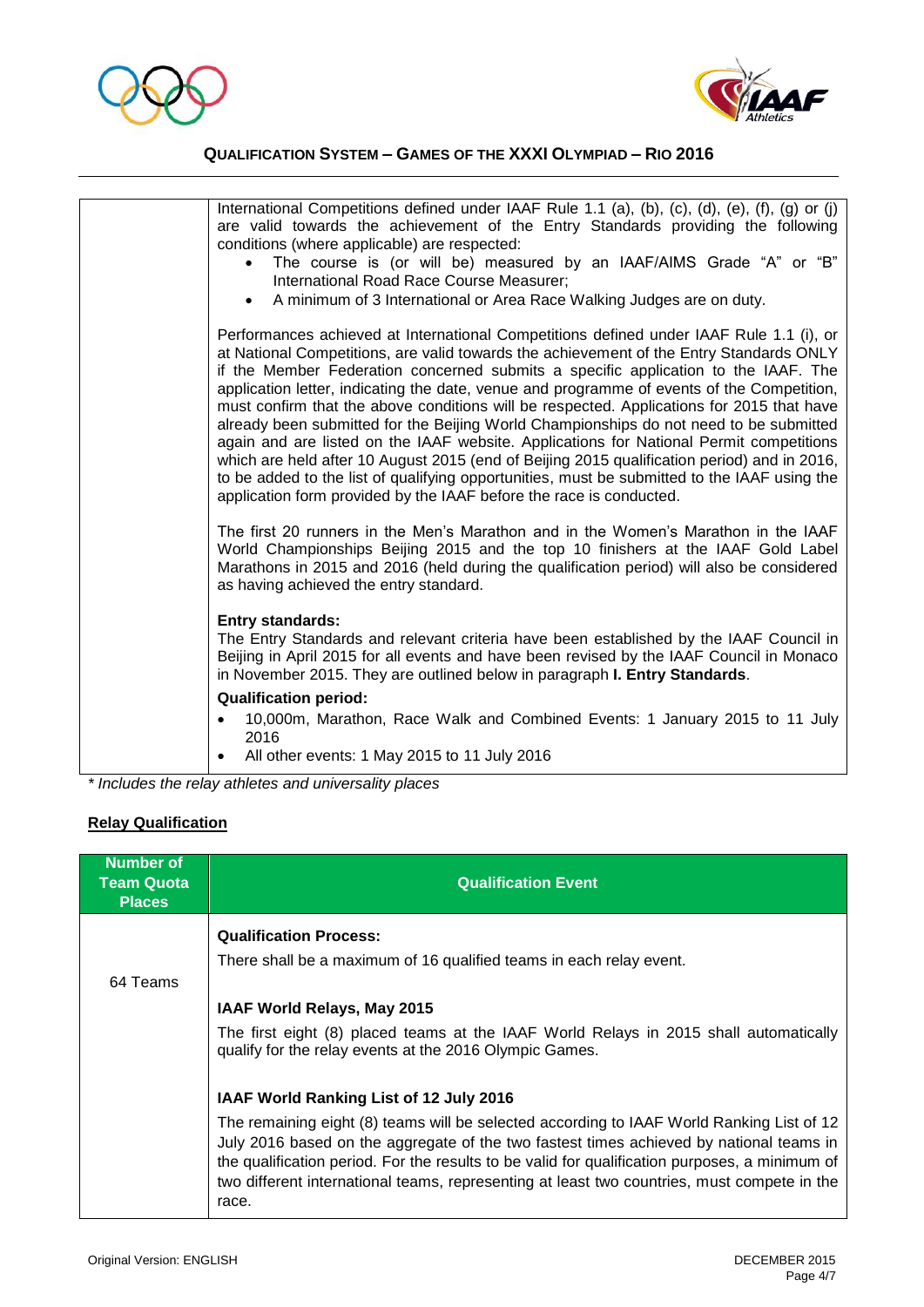| | |
|---|---|
| | International Competitions defined under IAAF Rule 1.1 (a), (b), (c), (d), (e), (f), (g) or (j) are valid towards the achievement of the Entry Standards providing the following conditions (where applicable) are respected:<br>• The course is (or will be) measured by an IAAF/AIMS Grade "A" or "B" International Road Race Course Measurer;<br>• A minimum of 3 International or Area Race Walking Judges are on duty.<br><br>Performances achieved at International Competitions defined under IAAF Rule 1.1 (i), or at National Competitions, are valid towards the achievement of the Entry Standards ONLY if the Member Federation concerned submits a specific application to the IAAF. The application letter, indicating the date, venue and programme of events of the Competition, must confirm that the above conditions will be respected. Applications for 2015 that have already been submitted for the Beijing World Championships do not need to be submitted again and are listed on the IAAF website. Applications for National Permit competitions which are held after 10 August 2015 (end of Beijing 2015 qualification period) and in 2016, to be added to the list of qualifying opportunities, must be submitted to the IAAF using the application form provided by the IAAF before the race is conducted.<br><br>The first 20 runners in the Men's Marathon and in the Women's Marathon in the IAAF World Championships Beijing 2015 and the top 10 finishers at the IAAF Gold Label Marathons in 2015 and 2016 (held during the qualification period) will also be considered as having achieved the entry standard.<br><br>**Entry standards:**<br>The Entry Standards and relevant criteria have been established by the IAAF Council in Beijing in April 2015 for all events and have been revised by the IAAF Council in Monaco in November 2015. They are outlined below in paragraph **I. Entry Standards**.<br><br>**Qualification period:**<br>• 10,000m, Marathon, Race Walk and Combined Events: 1 January 2015 to 11 July 2016<br>• All other events: 1 May 2015 to 11 July 2016 |

*\* Includes the relay athletes and universality places*

**Relay Qualification**

| Number of Team Quota Places | Qualification Event |
|---|---|
| 64 Teams | **Qualification Process:**<br>There shall be a maximum of 16 qualified teams in each relay event.<br><br>**IAAF World Relays, May 2015**<br>The first eight (8) placed teams at the IAAF World Relays in 2015 shall automatically qualify for the relay events at the 2016 Olympic Games.<br><br>**IAAF World Ranking List of 12 July 2016**<br>The remaining eight (8) teams will be selected according to IAAF World Ranking List of 12 July 2016 based on the aggregate of the two fastest times achieved by national teams in the qualification period. For the results to be valid for qualification purposes, a minimum of two different international teams, representing at least two countries, must compete in the race. |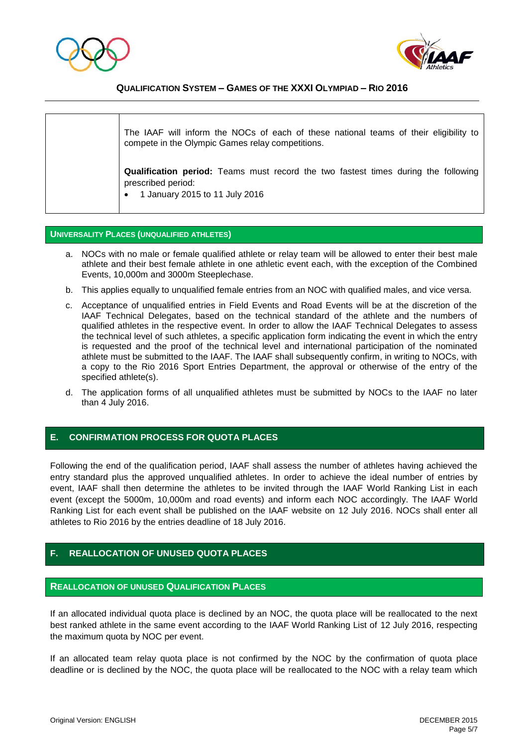| | The IAAF will inform the NOCs of each of these national teams of their eligibility to compete in the Olympic Games relay competitions.<br><br>**Qualification period:** Teams must record the two fastest times during the following prescribed period:<br>• 1 January 2015 to 11 July 2016 |
|---|---|

### UNIVERSALITY PLACES (UNQUALIFIED ATHLETES)

a. NOCs with no male or female qualified athlete or relay team will be allowed to enter their best male athlete and their best female athlete in one athletic event each, with the exception of the Combined Events, 10,000m and 3000m Steeplechase.

b. This applies equally to unqualified female entries from an NOC with qualified males, and vice versa.

c. Acceptance of unqualified entries in Field Events and Road Events will be at the discretion of the IAAF Technical Delegates, based on the technical standard of the athlete and the numbers of qualified athletes in the respective event. In order to allow the IAAF Technical Delegates to assess the technical level of such athletes, a specific application form indicating the event in which the entry is requested and the proof of the technical level and international participation of the nominated athlete must be submitted to the IAAF. The IAAF shall subsequently confirm, in writing to NOCs, with a copy to the Rio 2016 Sport Entries Department, the approval or otherwise of the entry of the specified athlete(s).

d. The application forms of all unqualified athletes must be submitted by NOCs to the IAAF no later than 4 July 2016.

## E. CONFIRMATION PROCESS FOR QUOTA PLACES

Following the end of the qualification period, IAAF shall assess the number of athletes having achieved the entry standard plus the approved unqualified athletes. In order to achieve the ideal number of entries by event, IAAF shall then determine the athletes to be invited through the IAAF World Ranking List in each event (except the 5000m, 10,000m and road events) and inform each NOC accordingly. The IAAF World Ranking List for each event shall be published on the IAAF website on 12 July 2016. NOCs shall enter all athletes to Rio 2016 by the entries deadline of 18 July 2016.

## F. REALLOCATION OF UNUSED QUOTA PLACES

### REALLOCATION OF UNUSED QUALIFICATION PLACES

If an allocated individual quota place is declined by an NOC, the quota place will be reallocated to the next best ranked athlete in the same event according to the IAAF World Ranking List of 12 July 2016, respecting the maximum quota by NOC per event.

If an allocated team relay quota place is not confirmed by the NOC by the confirmation of quota place deadline or is declined by the NOC, the quota place will be reallocated to the NOC with a relay team which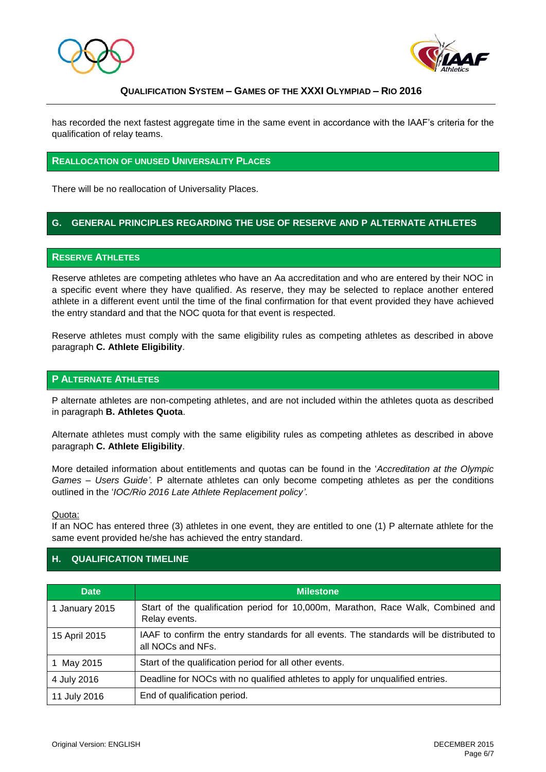has recorded the next fastest aggregate time in the same event in accordance with the IAAF's criteria for the qualification of relay teams.

### REALLOCATION OF UNUSED UNIVERSALITY PLACES

There will be no reallocation of Universality Places.

## G. GENERAL PRINCIPLES REGARDING THE USE OF RESERVE AND P ALTERNATE ATHLETES

### RESERVE ATHLETES

Reserve athletes are competing athletes who have an Aa accreditation and who are entered by their NOC in a specific event where they have qualified. As reserve, they may be selected to replace another entered athlete in a different event until the time of the final confirmation for that event provided they have achieved the entry standard and that the NOC quota for that event is respected.

Reserve athletes must comply with the same eligibility rules as competing athletes as described in above paragraph **C. Athlete Eligibility**.

### P ALTERNATE ATHLETES

P alternate athletes are non-competing athletes, and are not included within the athletes quota as described in paragraph **B. Athletes Quota**.

Alternate athletes must comply with the same eligibility rules as competing athletes as described in above paragraph **C. Athlete Eligibility**.

More detailed information about entitlements and quotas can be found in the '*Accreditation at the Olympic Games – Users Guide'*. P alternate athletes can only become competing athletes as per the conditions outlined in the '*IOC/Rio 2016 Late Athlete Replacement policy'*.

Quota:
If an NOC has entered three (3) athletes in one event, they are entitled to one (1) P alternate athlete for the same event provided he/she has achieved the entry standard.

## H. QUALIFICATION TIMELINE

| Date | Milestone |
|---|---|
| 1 January 2015 | Start of the qualification period for 10,000m, Marathon, Race Walk, Combined and Relay events. |
| 15 April 2015 | IAAF to confirm the entry standards for all events. The standards will be distributed to all NOCs and NFs. |
| 1 May 2015 | Start of the qualification period for all other events. |
| 4 July 2016 | Deadline for NOCs with no qualified athletes to apply for unqualified entries. |
| 11 July 2016 | End of qualification period. |

Original Version: ENGLISH

DECEMBER 2015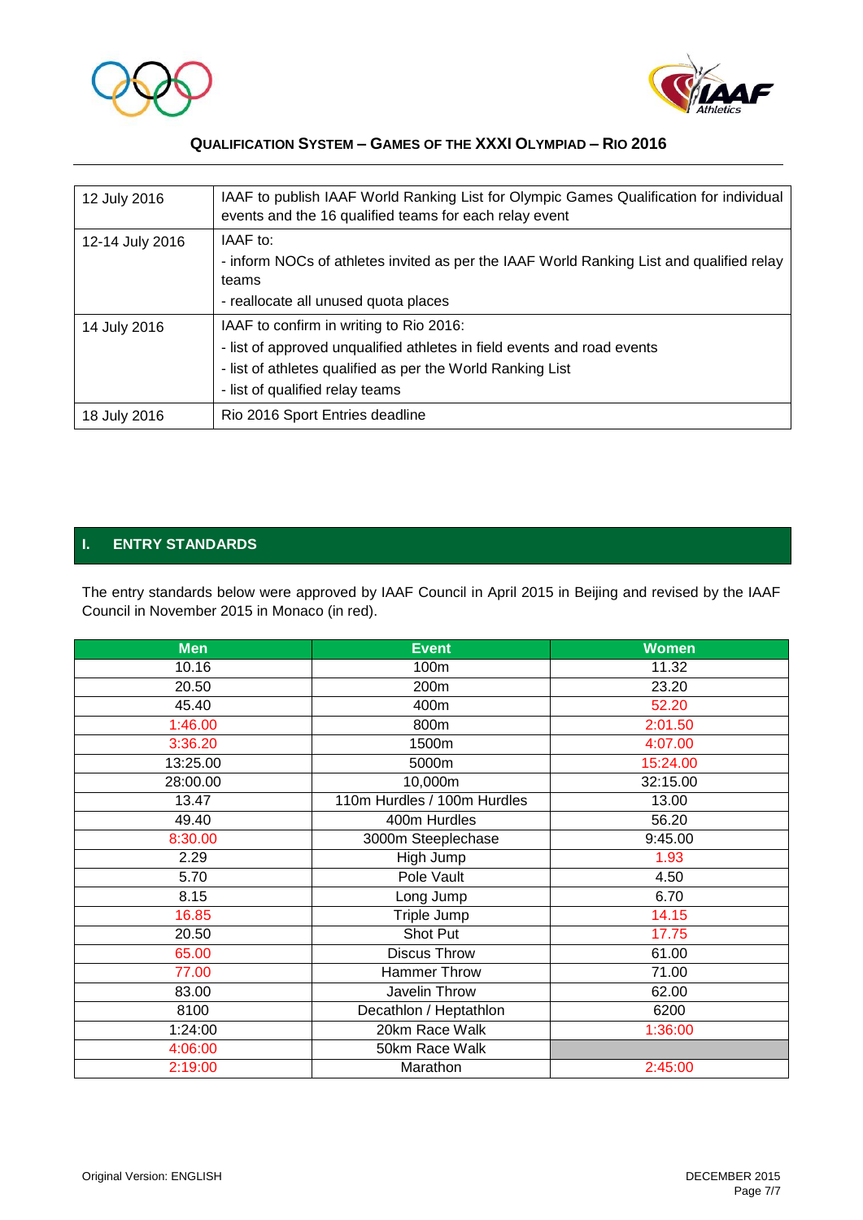## QUALIFICATION SYSTEM – GAMES OF THE XXXI OLYMPIAD – RIO 2016

| | |
|---|---|
| 12 July 2016 | IAAF to publish IAAF World Ranking List for Olympic Games Qualification for individual events and the 16 qualified teams for each relay event |
| 12-14 July 2016 | IAAF to:<br>- inform NOCs of athletes invited as per the IAAF World Ranking List and qualified relay teams<br>- reallocate all unused quota places |
| 14 July 2016 | IAAF to confirm in writing to Rio 2016:<br>- list of approved unqualified athletes in field events and road events<br>- list of athletes qualified as per the World Ranking List<br>- list of qualified relay teams |
| 18 July 2016 | Rio 2016 Sport Entries deadline |

## I. ENTRY STANDARDS

The entry standards below were approved by IAAF Council in April 2015 in Beijing and revised by the IAAF Council in November 2015 in Monaco (in red).

| Men | Event | Women |
|---|---|---|
| 10.16 | 100m | 11.32 |
| 20.50 | 200m | 23.20 |
| 45.40 | 400m | 52.20 |
| 1:46.00 | 800m | 2:01.50 |
| 3:36.20 | 1500m | 4:07.00 |
| 13:25.00 | 5000m | 15:24.00 |
| 28:00.00 | 10,000m | 32:15.00 |
| 13.47 | 110m Hurdles / 100m Hurdles | 13.00 |
| 49.40 | 400m Hurdles | 56.20 |
| 8:30.00 | 3000m Steeplechase | 9:45.00 |
| 2.29 | High Jump | 1.93 |
| 5.70 | Pole Vault | 4.50 |
| 8.15 | Long Jump | 6.70 |
| 16.85 | Triple Jump | 14.15 |
| 20.50 | Shot Put | 17.75 |
| 65.00 | Discus Throw | 61.00 |
| 77.00 | Hammer Throw | 71.00 |
| 83.00 | Javelin Throw | 62.00 |
| 8100 | Decathlon / Heptathlon | 6200 |
| 1:24:00 | 20km Race Walk | 1:36:00 |
| 4:06:00 | 50km Race Walk | |
| 2:19:00 | Marathon | 2:45:00 |

Original Version: ENGLISH

DECEMBER 2015